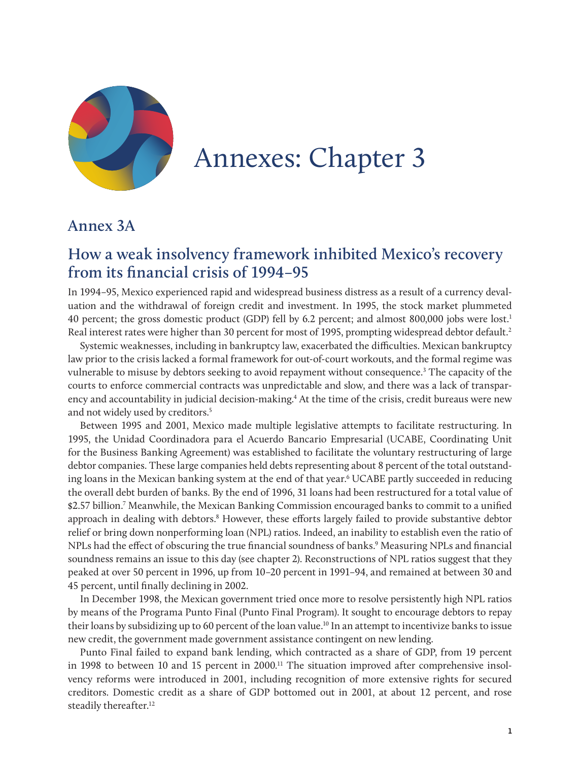# Annexes: Chapter 3

## Annex 3A

## How a weak insolvency framework inhibited Mexico's recovery from its financial crisis of 1994–95

In 1994–95, Mexico experienced rapid and widespread business distress as a result of a currency devaluation and the withdrawal of foreign credit and investment. In 1995, the stock market plummeted 40 percent; the gross domestic product (GDP) fell by 6.2 percent; and almost 800,000 jobs were lost.[1] Real interest rates were higher than 30 percent for most of 1995, prompting widespread debtor default.[2]

Systemic weaknesses, including in bankruptcy law, exacerbated the difficulties. Mexican bankruptcy law prior to the crisis lacked a formal framework for out-of-court workouts, and the formal regime was vulnerable to misuse by debtors seeking to avoid repayment without consequence.[3] The capacity of the courts to enforce commercial contracts was unpredictable and slow, and there was a lack of transparency and accountability in judicial decision-making.[4] At the time of the crisis, credit bureaus were new and not widely used by creditors.[5]

Between 1995 and 2001, Mexico made multiple legislative attempts to facilitate restructuring. In 1995, the Unidad Coordinadora para el Acuerdo Bancario Empresarial (UCABE, Coordinating Unit for the Business Banking Agreement) was established to facilitate the voluntary restructuring of large debtor companies. These large companies held debts representing about 8 percent of the total outstanding loans in the Mexican banking system at the end of that year.[6] UCABE partly succeeded in reducing the overall debt burden of banks. By the end of 1996, 31 loans had been restructured for a total value of \$2.57 billion.[7] Meanwhile, the Mexican Banking Commission encouraged banks to commit to a unified approach in dealing with debtors.[8] However, these efforts largely failed to provide substantive debtor relief or bring down nonperforming loan (NPL) ratios. Indeed, an inability to establish even the ratio of NPLs had the effect of obscuring the true financial soundness of banks.[9] Measuring NPLs and financial soundness remains an issue to this day (see chapter 2). Reconstructions of NPL ratios suggest that they peaked at over 50 percent in 1996, up from 10–20 percent in 1991–94, and remained at between 30 and 45 percent, until finally declining in 2002.

In December 1998, the Mexican government tried once more to resolve persistently high NPL ratios by means of the Programa Punto Final (Punto Final Program). It sought to encourage debtors to repay their loans by subsidizing up to 60 percent of the loan value.[10] In an attempt to incentivize banks to issue new credit, the government made government assistance contingent on new lending.

Punto Final failed to expand bank lending, which contracted as a share of GDP, from 19 percent in 1998 to between 10 and 15 percent in 2000.[11] The situation improved after comprehensive insolvency reforms were introduced in 2001, including recognition of more extensive rights for secured creditors. Domestic credit as a share of GDP bottomed out in 2001, at about 12 percent, and rose steadily thereafter.[12]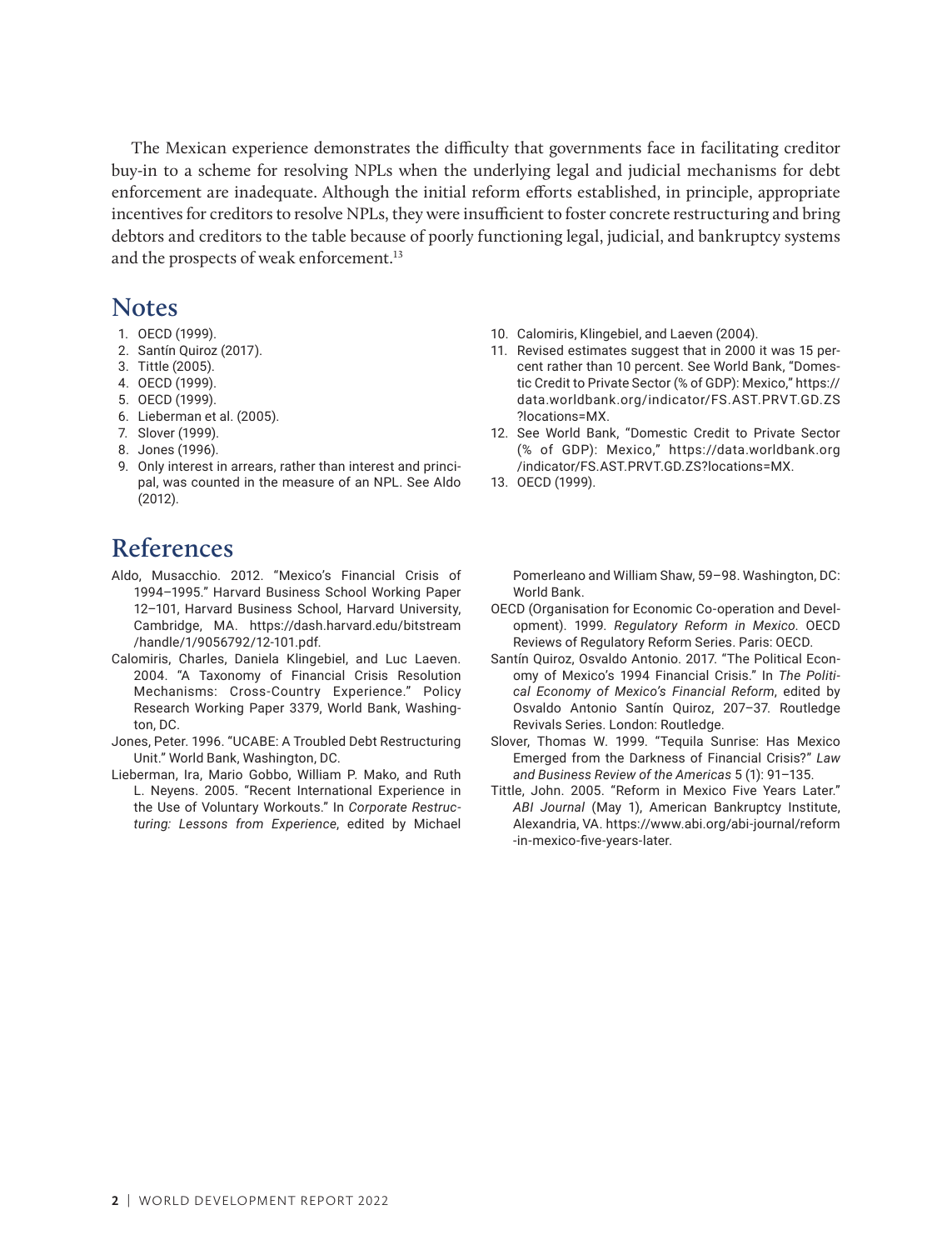The Mexican experience demonstrates the difficulty that governments face in facilitating creditor buy-in to a scheme for resolving NPLs when the underlying legal and judicial mechanisms for debt enforcement are inadequate. Although the initial reform efforts established, in principle, appropriate incentives for creditors to resolve NPLs, they were insufficient to foster concrete restructuring and bring debtors and creditors to the table because of poorly functioning legal, judicial, and bankruptcy systems and the prospects of weak enforcement.[13]

## Notes

1. OECD (1999).
2. Santín Quiroz (2017).
3. Tittle (2005).
4. OECD (1999).
5. OECD (1999).
6. Lieberman et al. (2005).
7. Slover (1999).
8. Jones (1996).
9. Only interest in arrears, rather than interest and principal, was counted in the measure of an NPL. See Aldo (2012).
10. Calomiris, Klingebiel, and Laeven (2004).
11. Revised estimates suggest that in 2000 it was 15 percent rather than 10 percent. See World Bank, "Domestic Credit to Private Sector (% of GDP): Mexico," https://data.worldbank.org/indicator/FS.AST.PRVT.GD.ZS?locations=MX.
12. See World Bank, "Domestic Credit to Private Sector (% of GDP): Mexico," https://data.worldbank.org/indicator/FS.AST.PRVT.GD.ZS?locations=MX.
13. OECD (1999).

## References

Aldo, Musacchio. 2012. "Mexico's Financial Crisis of 1994–1995." Harvard Business School Working Paper 12–101, Harvard Business School, Harvard University, Cambridge, MA. https://dash.harvard.edu/bitstream/handle/1/9056792/12-101.pdf.

Calomiris, Charles, Daniela Klingebiel, and Luc Laeven. 2004. "A Taxonomy of Financial Crisis Resolution Mechanisms: Cross-Country Experience." Policy Research Working Paper 3379, World Bank, Washington, DC.

Jones, Peter. 1996. "UCABE: A Troubled Debt Restructuring Unit." World Bank, Washington, DC.

Lieberman, Ira, Mario Gobbo, William P. Mako, and Ruth L. Neyens. 2005. "Recent International Experience in the Use of Voluntary Workouts." In *Corporate Restructuring: Lessons from Experience*, edited by Michael Pomerleano and William Shaw, 59–98. Washington, DC: World Bank.

OECD (Organisation for Economic Co-operation and Development). 1999. *Regulatory Reform in Mexico*. OECD Reviews of Regulatory Reform Series. Paris: OECD.

Santín Quiroz, Osvaldo Antonio. 2017. "The Political Economy of Mexico's 1994 Financial Crisis." In *The Political Economy of Mexico's Financial Reform*, edited by Osvaldo Antonio Santín Quiroz, 207–37. Routledge Revivals Series. London: Routledge.

Slover, Thomas W. 1999. "Tequila Sunrise: Has Mexico Emerged from the Darkness of Financial Crisis?" *Law and Business Review of the Americas* 5 (1): 91–135.

Tittle, John. 2005. "Reform in Mexico Five Years Later." *ABI Journal* (May 1), American Bankruptcy Institute, Alexandria, VA. https://www.abi.org/abi-journal/reform-in-mexico-five-years-later.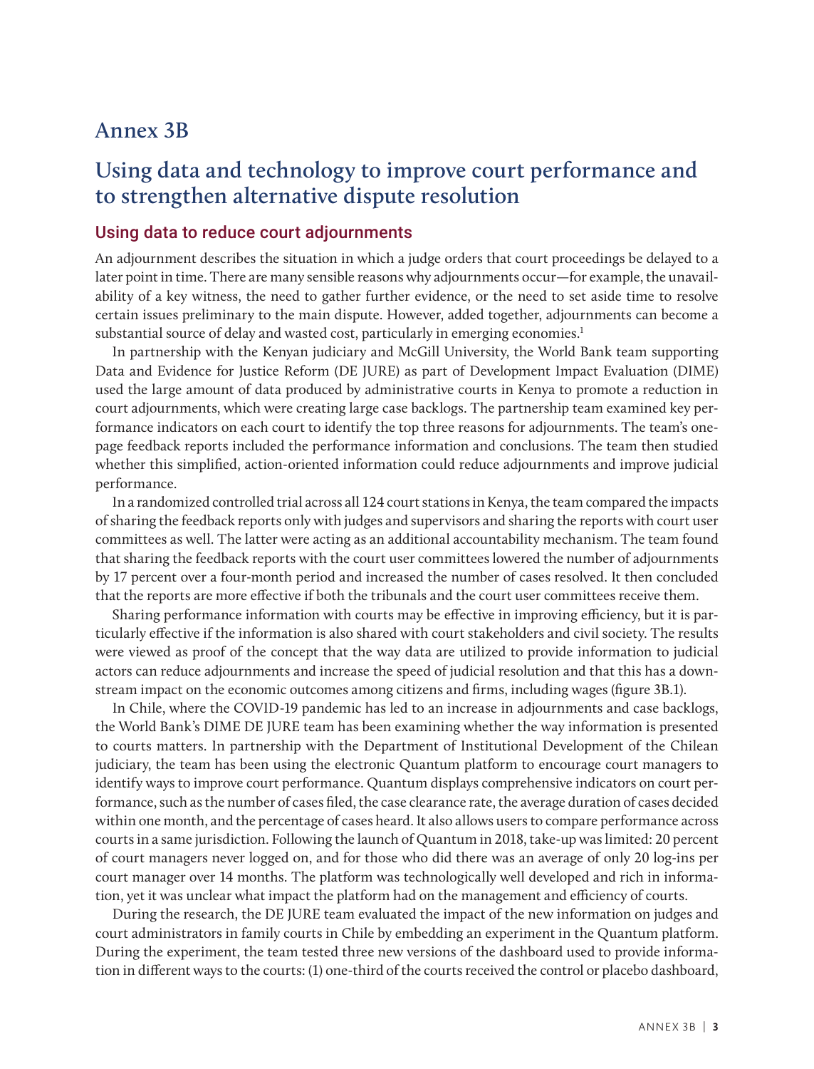# Annex 3B

## Using data and technology to improve court performance and to strengthen alternative dispute resolution

### Using data to reduce court adjournments

An adjournment describes the situation in which a judge orders that court proceedings be delayed to a later point in time. There are many sensible reasons why adjournments occur—for example, the unavailability of a key witness, the need to gather further evidence, or the need to set aside time to resolve certain issues preliminary to the main dispute. However, added together, adjournments can become a substantial source of delay and wasted cost, particularly in emerging economies.[1]

In partnership with the Kenyan judiciary and McGill University, the World Bank team supporting Data and Evidence for Justice Reform (DE JURE) as part of Development Impact Evaluation (DIME) used the large amount of data produced by administrative courts in Kenya to promote a reduction in court adjournments, which were creating large case backlogs. The partnership team examined key performance indicators on each court to identify the top three reasons for adjournments. The team's one-page feedback reports included the performance information and conclusions. The team then studied whether this simplified, action-oriented information could reduce adjournments and improve judicial performance.

In a randomized controlled trial across all 124 court stations in Kenya, the team compared the impacts of sharing the feedback reports only with judges and supervisors and sharing the reports with court user committees as well. The latter were acting as an additional accountability mechanism. The team found that sharing the feedback reports with the court user committees lowered the number of adjournments by 17 percent over a four-month period and increased the number of cases resolved. It then concluded that the reports are more effective if both the tribunals and the court user committees receive them.

Sharing performance information with courts may be effective in improving efficiency, but it is particularly effective if the information is also shared with court stakeholders and civil society. The results were viewed as proof of the concept that the way data are utilized to provide information to judicial actors can reduce adjournments and increase the speed of judicial resolution and that this has a downstream impact on the economic outcomes among citizens and firms, including wages (figure 3B.1).

In Chile, where the COVID-19 pandemic has led to an increase in adjournments and case backlogs, the World Bank's DIME DE JURE team has been examining whether the way information is presented to courts matters. In partnership with the Department of Institutional Development of the Chilean judiciary, the team has been using the electronic Quantum platform to encourage court managers to identify ways to improve court performance. Quantum displays comprehensive indicators on court performance, such as the number of cases filed, the case clearance rate, the average duration of cases decided within one month, and the percentage of cases heard. It also allows users to compare performance across courts in a same jurisdiction. Following the launch of Quantum in 2018, take-up was limited: 20 percent of court managers never logged on, and for those who did there was an average of only 20 log-ins per court manager over 14 months. The platform was technologically well developed and rich in information, yet it was unclear what impact the platform had on the management and efficiency of courts.

During the research, the DE JURE team evaluated the impact of the new information on judges and court administrators in family courts in Chile by embedding an experiment in the Quantum platform. During the experiment, the team tested three new versions of the dashboard used to provide information in different ways to the courts: (1) one-third of the courts received the control or placebo dashboard,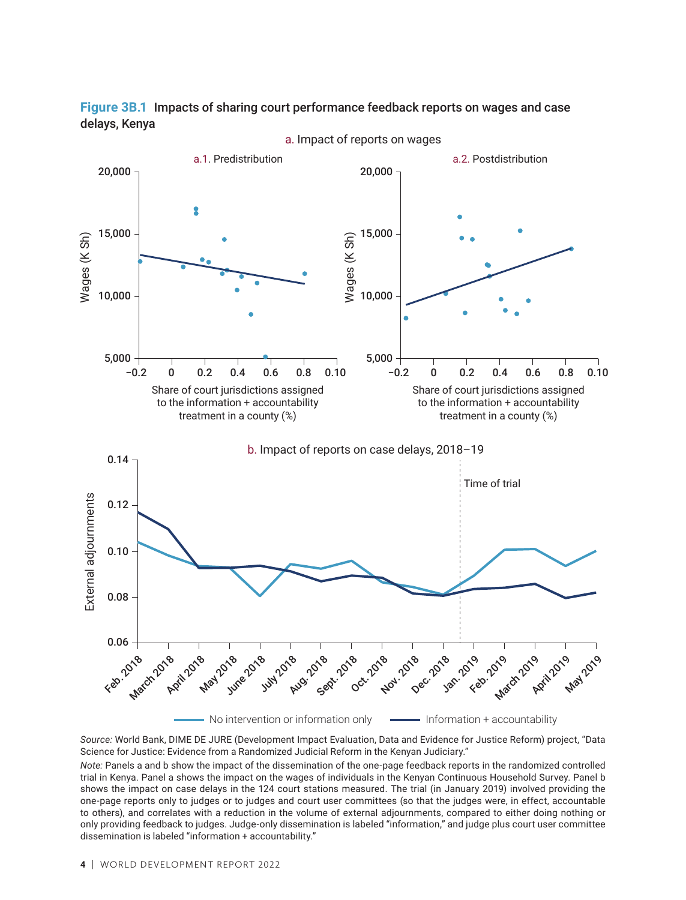**Figure 3B.1** **Impacts of sharing court performance feedback reports on wages and case delays, Kenya**

a. Impact of reports on wages

a.1. Predistribution

a.2. Postdistribution

Wages (K Sh)

Share of court jurisdictions assigned to the information + accountability treatment in a county (%)

b. Impact of reports on case delays, 2018–19

External adjournments

Time of trial

No intervention or information only

Information + accountability

*Source:* World Bank, DIME DE JURE (Development Impact Evaluation, Data and Evidence for Justice Reform) project, "Data Science for Justice: Evidence from a Randomized Judicial Reform in the Kenyan Judiciary."

*Note:* Panels a and b show the impact of the dissemination of the one-page feedback reports in the randomized controlled trial in Kenya. Panel a shows the impact on the wages of individuals in the Kenyan Continuous Household Survey. Panel b shows the impact on case delays in the 124 court stations measured. The trial (in January 2019) involved providing the one-page reports only to judges or to judges and court user committees (so that the judges were, in effect, accountable to others), and correlates with a reduction in the volume of external adjournments, compared to either doing nothing or only providing feedback to judges. Judge-only dissemination is labeled "information," and judge plus court user committee dissemination is labeled "information + accountability."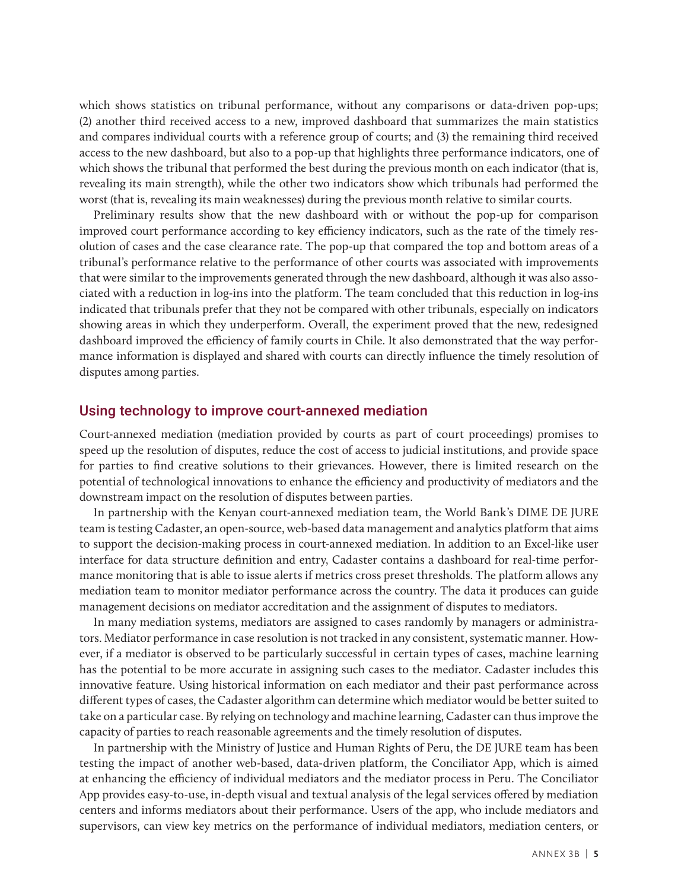which shows statistics on tribunal performance, without any comparisons or data-driven pop-ups; (2) another third received access to a new, improved dashboard that summarizes the main statistics and compares individual courts with a reference group of courts; and (3) the remaining third received access to the new dashboard, but also to a pop-up that highlights three performance indicators, one of which shows the tribunal that performed the best during the previous month on each indicator (that is, revealing its main strength), while the other two indicators show which tribunals had performed the worst (that is, revealing its main weaknesses) during the previous month relative to similar courts.

Preliminary results show that the new dashboard with or without the pop-up for comparison improved court performance according to key efficiency indicators, such as the rate of the timely resolution of cases and the case clearance rate. The pop-up that compared the top and bottom areas of a tribunal's performance relative to the performance of other courts was associated with improvements that were similar to the improvements generated through the new dashboard, although it was also associated with a reduction in log-ins into the platform. The team concluded that this reduction in log-ins indicated that tribunals prefer that they not be compared with other tribunals, especially on indicators showing areas in which they underperform. Overall, the experiment proved that the new, redesigned dashboard improved the efficiency of family courts in Chile. It also demonstrated that the way performance information is displayed and shared with courts can directly influence the timely resolution of disputes among parties.

## Using technology to improve court-annexed mediation

Court-annexed mediation (mediation provided by courts as part of court proceedings) promises to speed up the resolution of disputes, reduce the cost of access to judicial institutions, and provide space for parties to find creative solutions to their grievances. However, there is limited research on the potential of technological innovations to enhance the efficiency and productivity of mediators and the downstream impact on the resolution of disputes between parties.

In partnership with the Kenyan court-annexed mediation team, the World Bank's DIME DE JURE team is testing Cadaster, an open-source, web-based data management and analytics platform that aims to support the decision-making process in court-annexed mediation. In addition to an Excel-like user interface for data structure definition and entry, Cadaster contains a dashboard for real-time performance monitoring that is able to issue alerts if metrics cross preset thresholds. The platform allows any mediation team to monitor mediator performance across the country. The data it produces can guide management decisions on mediator accreditation and the assignment of disputes to mediators.

In many mediation systems, mediators are assigned to cases randomly by managers or administrators. Mediator performance in case resolution is not tracked in any consistent, systematic manner. However, if a mediator is observed to be particularly successful in certain types of cases, machine learning has the potential to be more accurate in assigning such cases to the mediator. Cadaster includes this innovative feature. Using historical information on each mediator and their past performance across different types of cases, the Cadaster algorithm can determine which mediator would be better suited to take on a particular case. By relying on technology and machine learning, Cadaster can thus improve the capacity of parties to reach reasonable agreements and the timely resolution of disputes.

In partnership with the Ministry of Justice and Human Rights of Peru, the DE JURE team has been testing the impact of another web-based, data-driven platform, the Conciliator App, which is aimed at enhancing the efficiency of individual mediators and the mediator process in Peru. The Conciliator App provides easy-to-use, in-depth visual and textual analysis of the legal services offered by mediation centers and informs mediators about their performance. Users of the app, who include mediators and supervisors, can view key metrics on the performance of individual mediators, mediation centers, or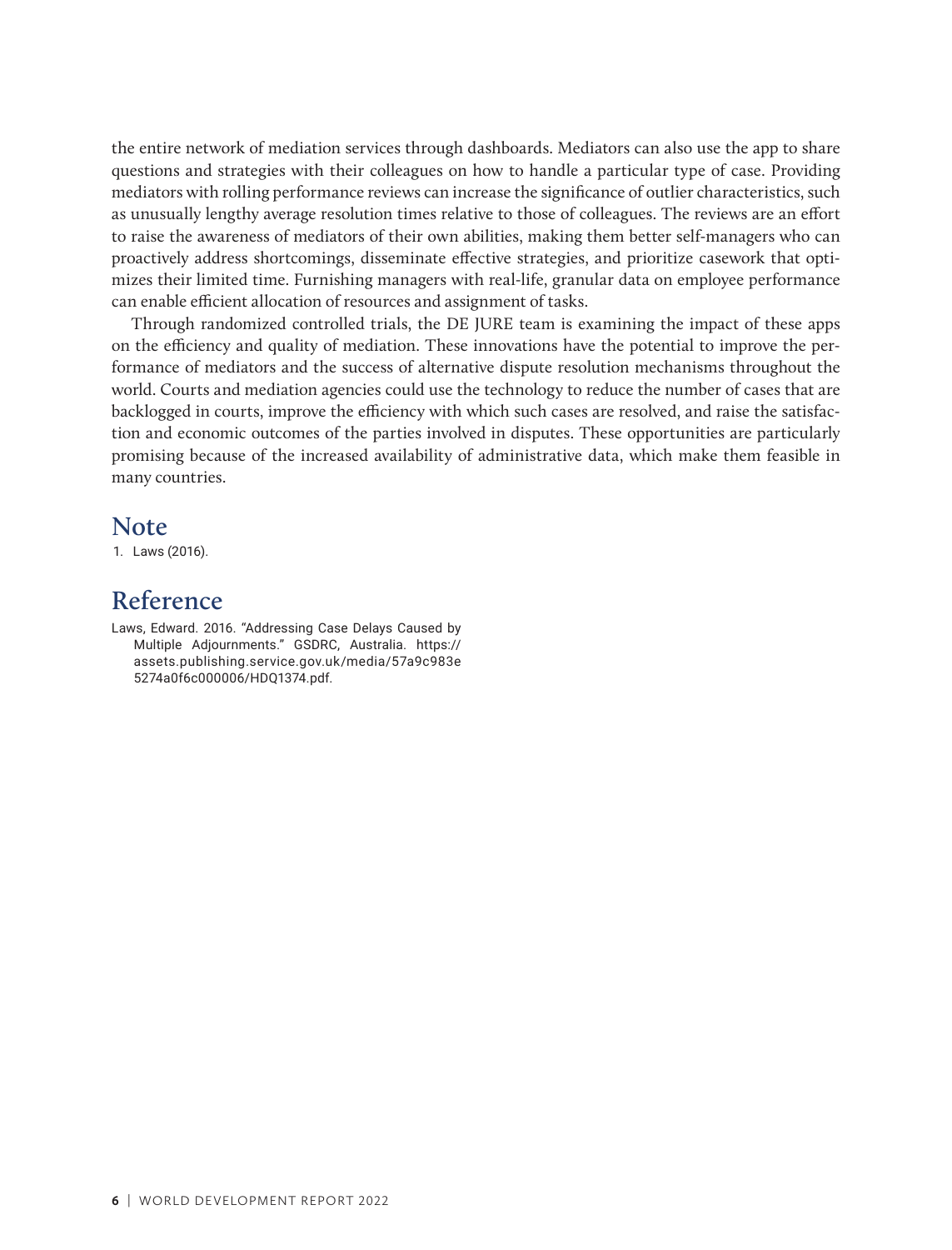the entire network of mediation services through dashboards. Mediators can also use the app to share questions and strategies with their colleagues on how to handle a particular type of case. Providing mediators with rolling performance reviews can increase the significance of outlier characteristics, such as unusually lengthy average resolution times relative to those of colleagues. The reviews are an effort to raise the awareness of mediators of their own abilities, making them better self-managers who can proactively address shortcomings, disseminate effective strategies, and prioritize casework that optimizes their limited time. Furnishing managers with real-life, granular data on employee performance can enable efficient allocation of resources and assignment of tasks.

Through randomized controlled trials, the DE JURE team is examining the impact of these apps on the efficiency and quality of mediation. These innovations have the potential to improve the performance of mediators and the success of alternative dispute resolution mechanisms throughout the world. Courts and mediation agencies could use the technology to reduce the number of cases that are backlogged in courts, improve the efficiency with which such cases are resolved, and raise the satisfaction and economic outcomes of the parties involved in disputes. These opportunities are particularly promising because of the increased availability of administrative data, which make them feasible in many countries.

## Note

1. Laws (2016).

## Reference

Laws, Edward. 2016. "Addressing Case Delays Caused by Multiple Adjournments." GSDRC, Australia. https://assets.publishing.service.gov.uk/media/57a9c983e5274a0f6c000006/HDQ1374.pdf.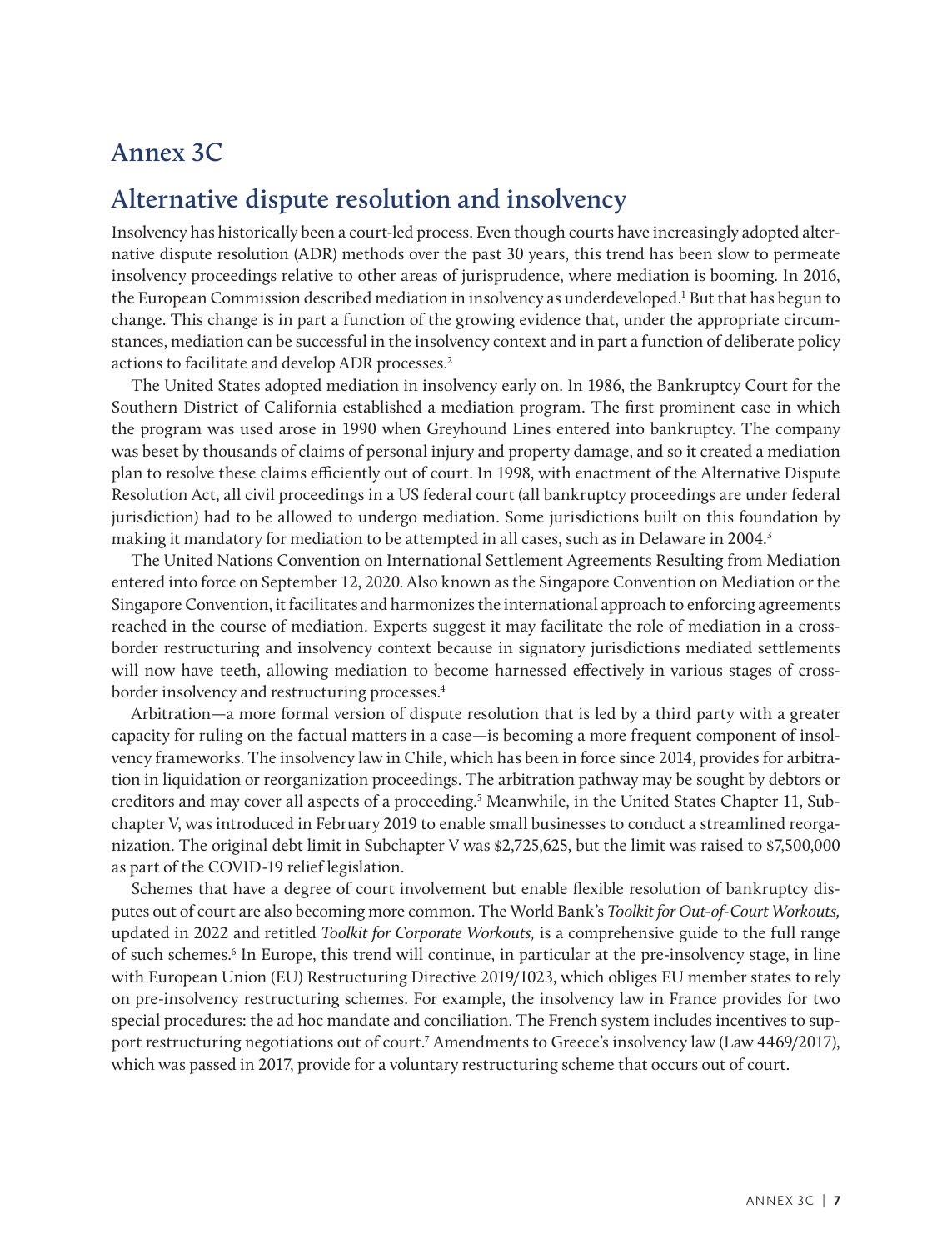## Annex 3C

## Alternative dispute resolution and insolvency

Insolvency has historically been a court-led process. Even though courts have increasingly adopted alternative dispute resolution (ADR) methods over the past 30 years, this trend has been slow to permeate insolvency proceedings relative to other areas of jurisprudence, where mediation is booming. In 2016, the European Commission described mediation in insolvency as underdeveloped.[1] But that has begun to change. This change is in part a function of the growing evidence that, under the appropriate circumstances, mediation can be successful in the insolvency context and in part a function of deliberate policy actions to facilitate and develop ADR processes.[2]

The United States adopted mediation in insolvency early on. In 1986, the Bankruptcy Court for the Southern District of California established a mediation program. The first prominent case in which the program was used arose in 1990 when Greyhound Lines entered into bankruptcy. The company was beset by thousands of claims of personal injury and property damage, and so it created a mediation plan to resolve these claims efficiently out of court. In 1998, with enactment of the Alternative Dispute Resolution Act, all civil proceedings in a US federal court (all bankruptcy proceedings are under federal jurisdiction) had to be allowed to undergo mediation. Some jurisdictions built on this foundation by making it mandatory for mediation to be attempted in all cases, such as in Delaware in 2004.[3]

The United Nations Convention on International Settlement Agreements Resulting from Mediation entered into force on September 12, 2020. Also known as the Singapore Convention on Mediation or the Singapore Convention, it facilitates and harmonizes the international approach to enforcing agreements reached in the course of mediation. Experts suggest it may facilitate the role of mediation in a cross-border restructuring and insolvency context because in signatory jurisdictions mediated settlements will now have teeth, allowing mediation to become harnessed effectively in various stages of cross-border insolvency and restructuring processes.[4]

Arbitration—a more formal version of dispute resolution that is led by a third party with a greater capacity for ruling on the factual matters in a case—is becoming a more frequent component of insolvency frameworks. The insolvency law in Chile, which has been in force since 2014, provides for arbitration in liquidation or reorganization proceedings. The arbitration pathway may be sought by debtors or creditors and may cover all aspects of a proceeding.[5] Meanwhile, in the United States Chapter 11, Subchapter V, was introduced in February 2019 to enable small businesses to conduct a streamlined reorganization. The original debt limit in Subchapter V was $2,725,625, but the limit was raised to $7,500,000 as part of the COVID-19 relief legislation.

Schemes that have a degree of court involvement but enable flexible resolution of bankruptcy disputes out of court are also becoming more common. The World Bank's *Toolkit for Out-of-Court Workouts,* updated in 2022 and retitled *Toolkit for Corporate Workouts,* is a comprehensive guide to the full range of such schemes.[6] In Europe, this trend will continue, in particular at the pre-insolvency stage, in line with European Union (EU) Restructuring Directive 2019/1023, which obliges EU member states to rely on pre-insolvency restructuring schemes. For example, the insolvency law in France provides for two special procedures: the ad hoc mandate and conciliation. The French system includes incentives to support restructuring negotiations out of court.[7] Amendments to Greece's insolvency law (Law 4469/2017), which was passed in 2017, provide for a voluntary restructuring scheme that occurs out of court.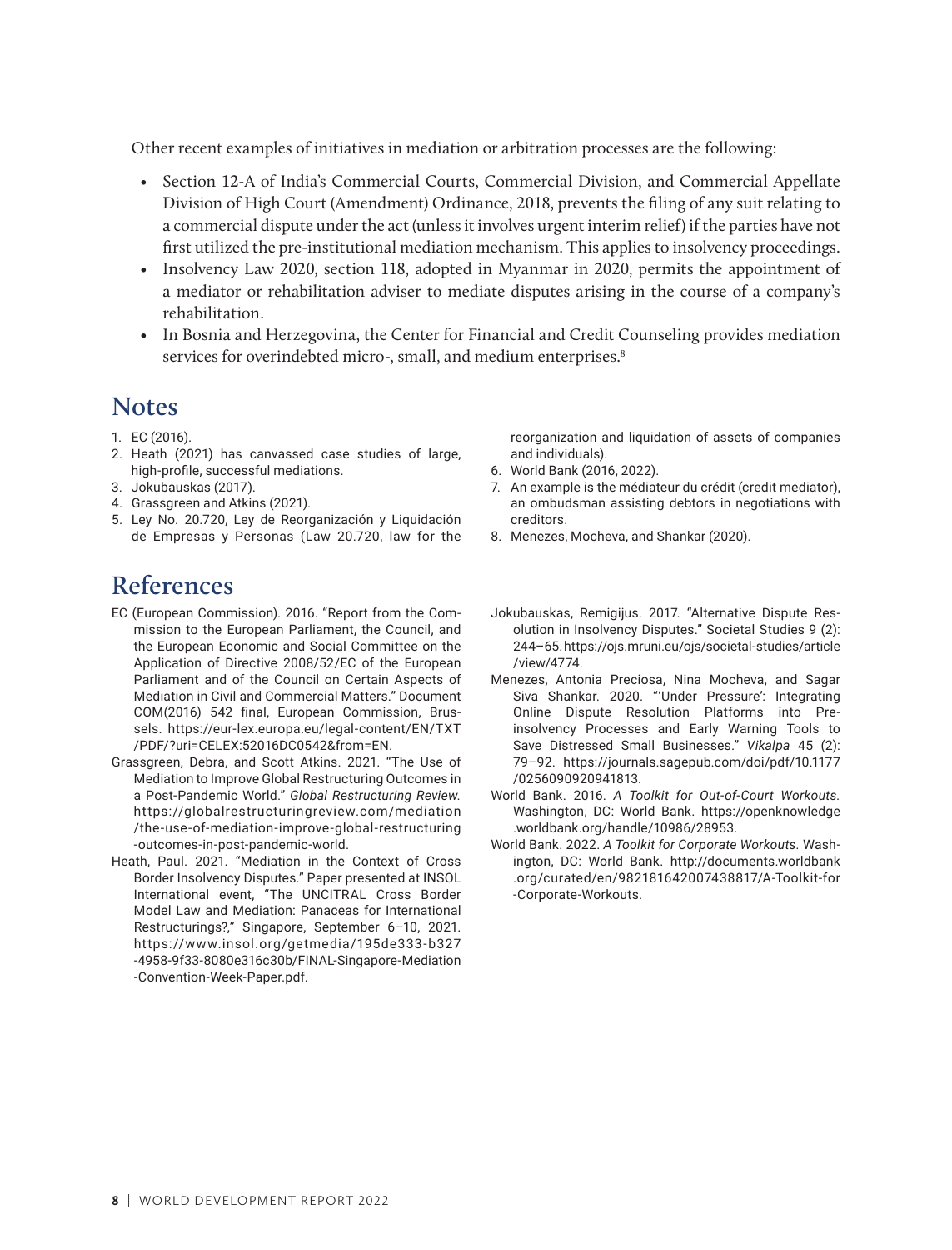Other recent examples of initiatives in mediation or arbitration processes are the following:

- Section 12-A of India's Commercial Courts, Commercial Division, and Commercial Appellate Division of High Court (Amendment) Ordinance, 2018, prevents the filing of any suit relating to a commercial dispute under the act (unless it involves urgent interim relief) if the parties have not first utilized the pre-institutional mediation mechanism. This applies to insolvency proceedings.
- Insolvency Law 2020, section 118, adopted in Myanmar in 2020, permits the appointment of a mediator or rehabilitation adviser to mediate disputes arising in the course of a company's rehabilitation.
- In Bosnia and Herzegovina, the Center for Financial and Credit Counseling provides mediation services for overindebted micro-, small, and medium enterprises.[8]

## Notes

1. EC (2016).
2. Heath (2021) has canvassed case studies of large, high-profile, successful mediations.
3. Jokubauskas (2017).
4. Grassgreen and Atkins (2021).
5. Ley No. 20.720, Ley de Reorganización y Liquidación de Empresas y Personas (Law 20.720, law for the reorganization and liquidation of assets of companies and individuals).
6. World Bank (2016, 2022).
7. An example is the médiateur du crédit (credit mediator), an ombudsman assisting debtors in negotiations with creditors.
8. Menezes, Mocheva, and Shankar (2020).

## References

EC (European Commission). 2016. "Report from the Commission to the European Parliament, the Council, and the European Economic and Social Committee on the Application of Directive 2008/52/EC of the European Parliament and of the Council on Certain Aspects of Mediation in Civil and Commercial Matters." Document COM(2016) 542 final, European Commission, Brussels. https://eur-lex.europa.eu/legal-content/EN/TXT/PDF/?uri=CELEX:52016DC0542&from=EN.

Grassgreen, Debra, and Scott Atkins. 2021. "The Use of Mediation to Improve Global Restructuring Outcomes in a Post-Pandemic World." *Global Restructuring Review.* https://globalrestructuringreview.com/mediation/the-use-of-mediation-improve-global-restructuring-outcomes-in-post-pandemic-world.

Heath, Paul. 2021. "Mediation in the Context of Cross Border Insolvency Disputes." Paper presented at INSOL International event, "The UNCITRAL Cross Border Model Law and Mediation: Panaceas for International Restructurings?," Singapore, September 6–10, 2021. https://www.insol.org/getmedia/195de333-b327-4958-9f33-8080e316c30b/FINAL-Singapore-Mediation-Convention-Week-Paper.pdf.

Jokubauskas, Remigijus. 2017. "Alternative Dispute Resolution in Insolvency Disputes." Societal Studies 9 (2): 244–65. https://ojs.mruni.eu/ojs/societal-studies/article/view/4774.

Menezes, Antonia Preciosa, Nina Mocheva, and Sagar Siva Shankar. 2020. "'Under Pressure': Integrating Online Dispute Resolution Platforms into Pre-insolvency Processes and Early Warning Tools to Save Distressed Small Businesses." *Vikalpa* 45 (2): 79–92. https://journals.sagepub.com/doi/pdf/10.1177/0256090920941813.

World Bank. 2016. *A Toolkit for Out-of-Court Workouts.* Washington, DC: World Bank. https://openknowledge.worldbank.org/handle/10986/28953.

World Bank. 2022. *A Toolkit for Corporate Workouts.* Washington, DC: World Bank. http://documents.worldbank.org/curated/en/982181642007438817/A-Toolkit-for-Corporate-Workouts.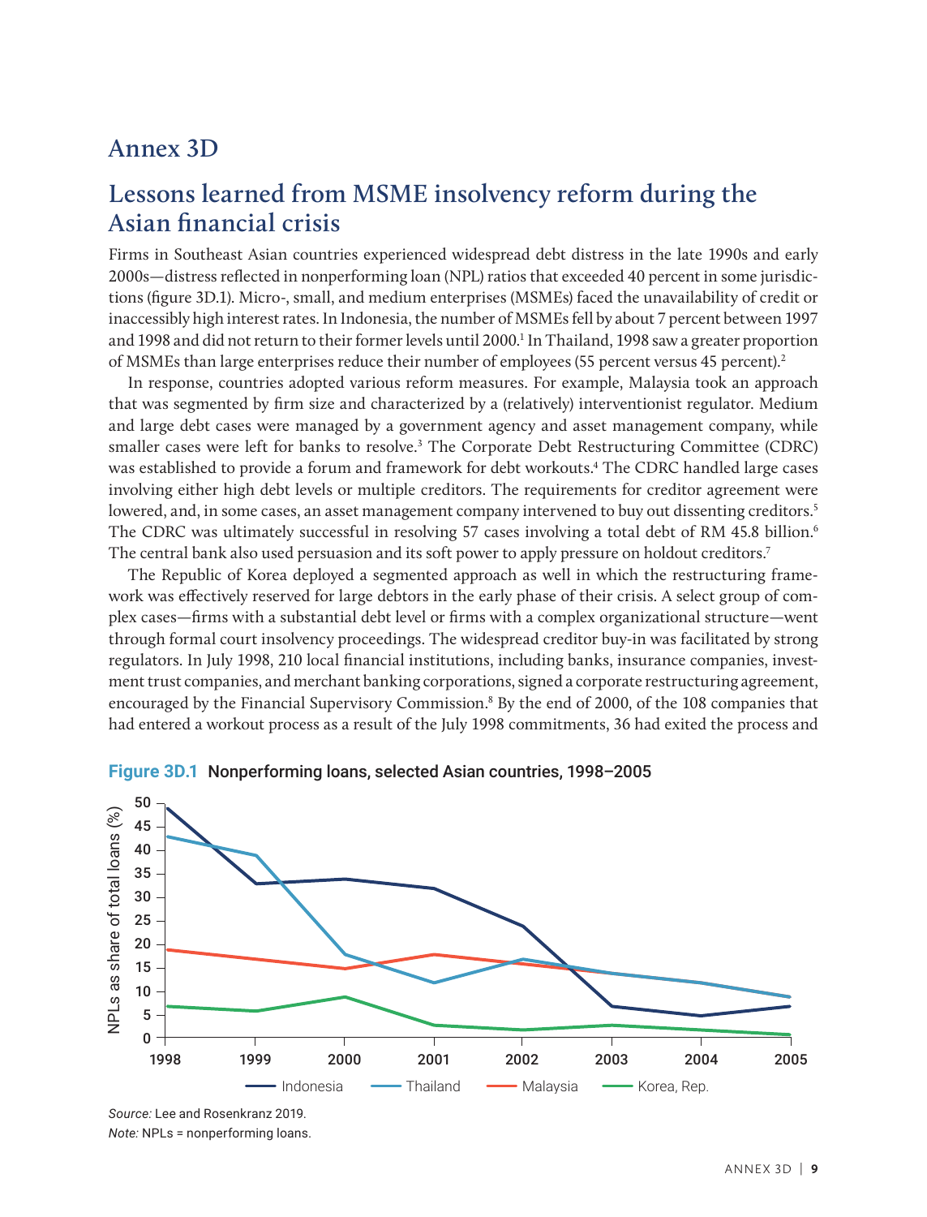# Annex 3D

## Lessons learned from MSME insolvency reform during the Asian financial crisis

Firms in Southeast Asian countries experienced widespread debt distress in the late 1990s and early 2000s—distress reflected in nonperforming loan (NPL) ratios that exceeded 40 percent in some jurisdictions (figure 3D.1). Micro-, small, and medium enterprises (MSMEs) faced the unavailability of credit or inaccessibly high interest rates. In Indonesia, the number of MSMEs fell by about 7 percent between 1997 and 1998 and did not return to their former levels until 2000.[1] In Thailand, 1998 saw a greater proportion of MSMEs than large enterprises reduce their number of employees (55 percent versus 45 percent).[2]

In response, countries adopted various reform measures. For example, Malaysia took an approach that was segmented by firm size and characterized by a (relatively) interventionist regulator. Medium and large debt cases were managed by a government agency and asset management company, while smaller cases were left for banks to resolve.[3] The Corporate Debt Restructuring Committee (CDRC) was established to provide a forum and framework for debt workouts.[4] The CDRC handled large cases involving either high debt levels or multiple creditors. The requirements for creditor agreement were lowered, and, in some cases, an asset management company intervened to buy out dissenting creditors.[5] The CDRC was ultimately successful in resolving 57 cases involving a total debt of RM 45.8 billion.[6] The central bank also used persuasion and its soft power to apply pressure on holdout creditors.[7]

The Republic of Korea deployed a segmented approach as well in which the restructuring framework was effectively reserved for large debtors in the early phase of their crisis. A select group of complex cases—firms with a substantial debt level or firms with a complex organizational structure—went through formal court insolvency proceedings. The widespread creditor buy-in was facilitated by strong regulators. In July 1998, 210 local financial institutions, including banks, insurance companies, investment trust companies, and merchant banking corporations, signed a corporate restructuring agreement, encouraged by the Financial Supervisory Commission.[8] By the end of 2000, of the 108 companies that had entered a workout process as a result of the July 1998 commitments, 36 had exited the process and

**Figure 3D.1** Nonperforming loans, selected Asian countries, 1998–2005

*Source:* Lee and Rosenkranz 2019.
*Note:* NPLs = nonperforming loans.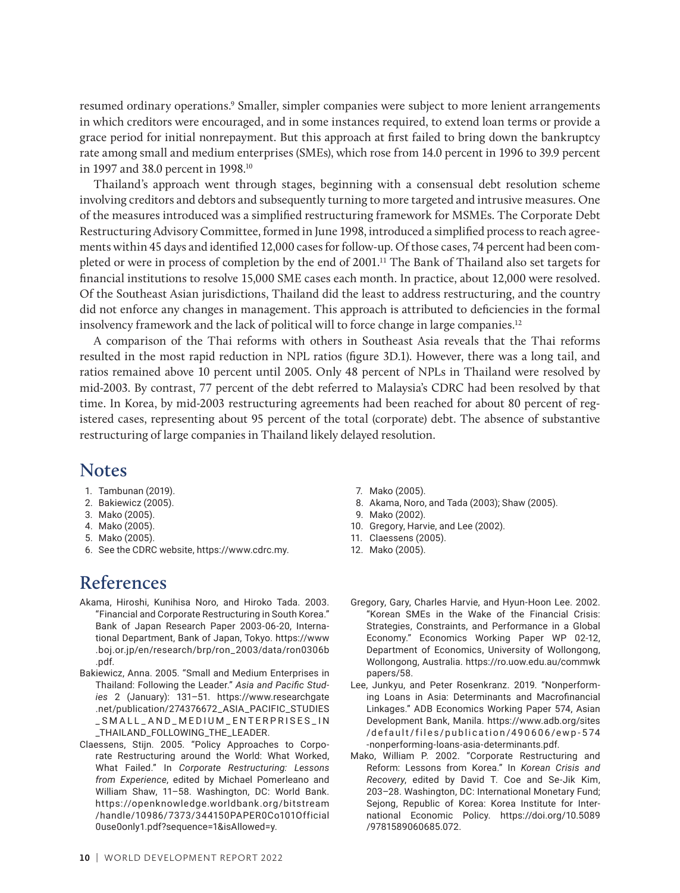resumed ordinary operations.[9] Smaller, simpler companies were subject to more lenient arrangements in which creditors were encouraged, and in some instances required, to extend loan terms or provide a grace period for initial nonrepayment. But this approach at first failed to bring down the bankruptcy rate among small and medium enterprises (SMEs), which rose from 14.0 percent in 1996 to 39.9 percent in 1997 and 38.0 percent in 1998.[10]

Thailand's approach went through stages, beginning with a consensual debt resolution scheme involving creditors and debtors and subsequently turning to more targeted and intrusive measures. One of the measures introduced was a simplified restructuring framework for MSMEs. The Corporate Debt Restructuring Advisory Committee, formed in June 1998, introduced a simplified process to reach agreements within 45 days and identified 12,000 cases for follow-up. Of those cases, 74 percent had been completed or were in process of completion by the end of 2001.[11] The Bank of Thailand also set targets for financial institutions to resolve 15,000 SME cases each month. In practice, about 12,000 were resolved. Of the Southeast Asian jurisdictions, Thailand did the least to address restructuring, and the country did not enforce any changes in management. This approach is attributed to deficiencies in the formal insolvency framework and the lack of political will to force change in large companies.[12]

A comparison of the Thai reforms with others in Southeast Asia reveals that the Thai reforms resulted in the most rapid reduction in NPL ratios (figure 3D.1). However, there was a long tail, and ratios remained above 10 percent until 2005. Only 48 percent of NPLs in Thailand were resolved by mid-2003. By contrast, 77 percent of the debt referred to Malaysia's CDRC had been resolved by that time. In Korea, by mid-2003 restructuring agreements had been reached for about 80 percent of registered cases, representing about 95 percent of the total (corporate) debt. The absence of substantive restructuring of large companies in Thailand likely delayed resolution.

## Notes

1. Tambunan (2019).
2. Bakiewicz (2005).
3. Mako (2005).
4. Mako (2005).
5. Mako (2005).
6. See the CDRC website, https://www.cdrc.my.
7. Mako (2005).
8. Akama, Noro, and Tada (2003); Shaw (2005).
9. Mako (2002).
10. Gregory, Harvie, and Lee (2002).
11. Claessens (2005).
12. Mako (2005).

## References

Akama, Hiroshi, Kunihisa Noro, and Hiroko Tada. 2003. "Financial and Corporate Restructuring in South Korea." Bank of Japan Research Paper 2003-06-20, International Department, Bank of Japan, Tokyo. https://www.boj.or.jp/en/research/brp/ron_2003/data/ron0306b.pdf.

Bakiewicz, Anna. 2005. "Small and Medium Enterprises in Thailand: Following the Leader." *Asia and Pacific Studies* 2 (January): 131–51. https://www.researchgate.net/publication/274376672_ASIA_PACIFIC_STUDIES_SMALL_AND_MEDIUM_ENTERPRISES_IN_THAILAND_FOLLOWING_THE_LEADER.

Claessens, Stijn. 2005. "Policy Approaches to Corporate Restructuring around the World: What Worked, What Failed." In *Corporate Restructuring: Lessons from Experience*, edited by Michael Pomerleano and William Shaw, 11–58. Washington, DC: World Bank. https://openknowledge.worldbank.org/bitstream/handle/10986/7373/344150PAPER0Co101Official0use0only1.pdf?sequence=1&isAllowed=y.

Gregory, Gary, Charles Harvie, and Hyun-Hoon Lee. 2002. "Korean SMEs in the Wake of the Financial Crisis: Strategies, Constraints, and Performance in a Global Economy." Economics Working Paper WP 02-12, Department of Economics, University of Wollongong, Wollongong, Australia. https://ro.uow.edu.au/commwkpapers/58.

Lee, Junkyu, and Peter Rosenkranz. 2019. "Nonperforming Loans in Asia: Determinants and Macrofinancial Linkages." ADB Economics Working Paper 574, Asian Development Bank, Manila. https://www.adb.org/sites/default/files/publication/490606/ewp-574-nonperforming-loans-asia-determinants.pdf.

Mako, William P. 2002. "Corporate Restructuring and Reform: Lessons from Korea." In *Korean Crisis and Recovery*, edited by David T. Coe and Se-Jik Kim, 203–28. Washington, DC: International Monetary Fund; Sejong, Republic of Korea: Korea Institute for International Economic Policy. https://doi.org/10.5089/9781589060685.072.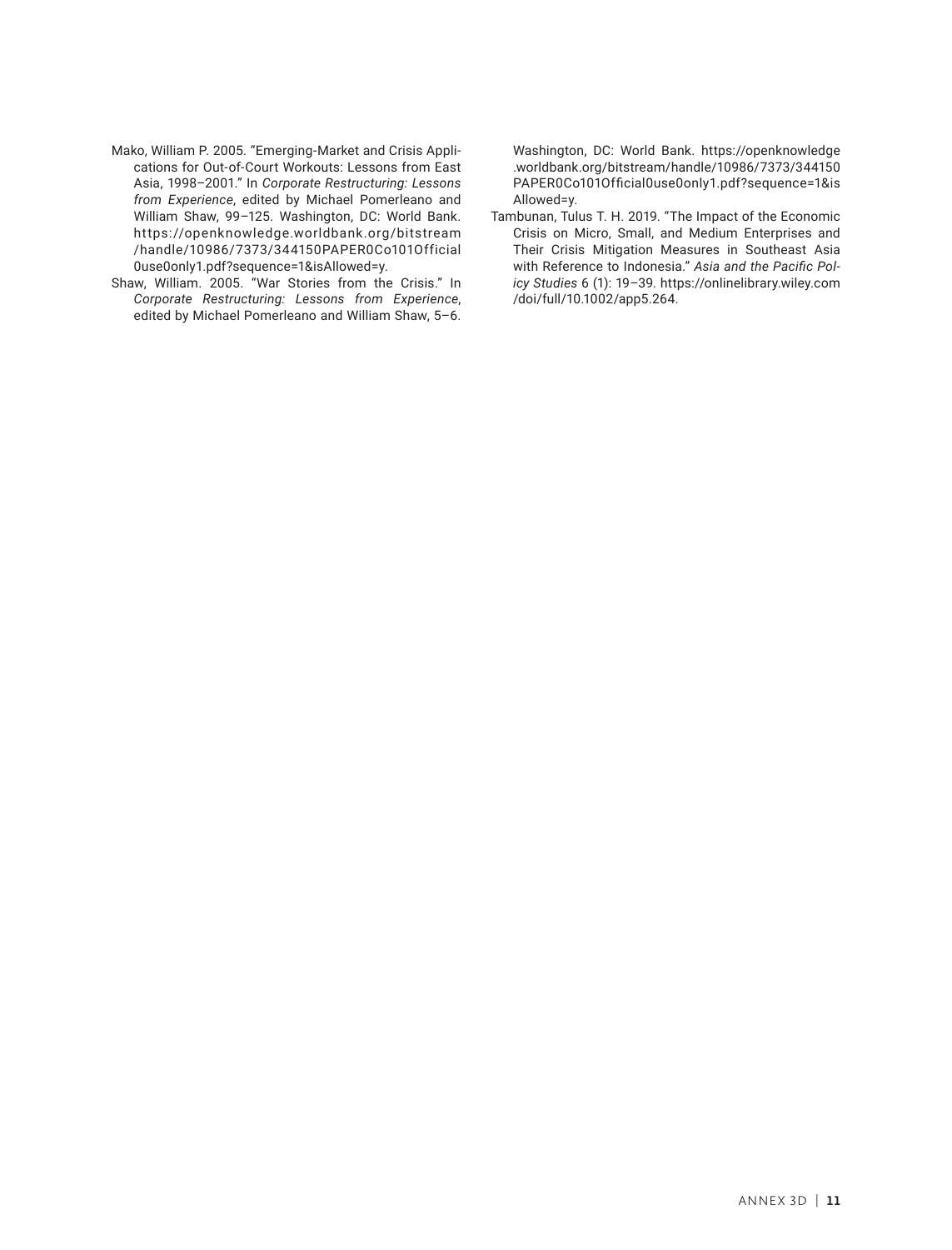Mako, William P. 2005. "Emerging-Market and Crisis Applications for Out-of-Court Workouts: Lessons from East Asia, 1998–2001." In *Corporate Restructuring: Lessons from Experience*, edited by Michael Pomerleano and William Shaw, 99–125. Washington, DC: World Bank. https://openknowledge.worldbank.org/bitstream/handle/10986/7373/344150PAPER0Co101Official0use0only1.pdf?sequence=1&isAllowed=y.

Shaw, William. 2005. "War Stories from the Crisis." In *Corporate Restructuring: Lessons from Experience*, edited by Michael Pomerleano and William Shaw, 5–6. Washington, DC: World Bank. https://openknowledge.worldbank.org/bitstream/handle/10986/7373/344150PAPER0Co101Official0use0only1.pdf?sequence=1&isAllowed=y.

Tambunan, Tulus T. H. 2019. "The Impact of the Economic Crisis on Micro, Small, and Medium Enterprises and Their Crisis Mitigation Measures in Southeast Asia with Reference to Indonesia." *Asia and the Pacific Policy Studies* 6 (1): 19–39. https://onlinelibrary.wiley.com/doi/full/10.1002/app5.264.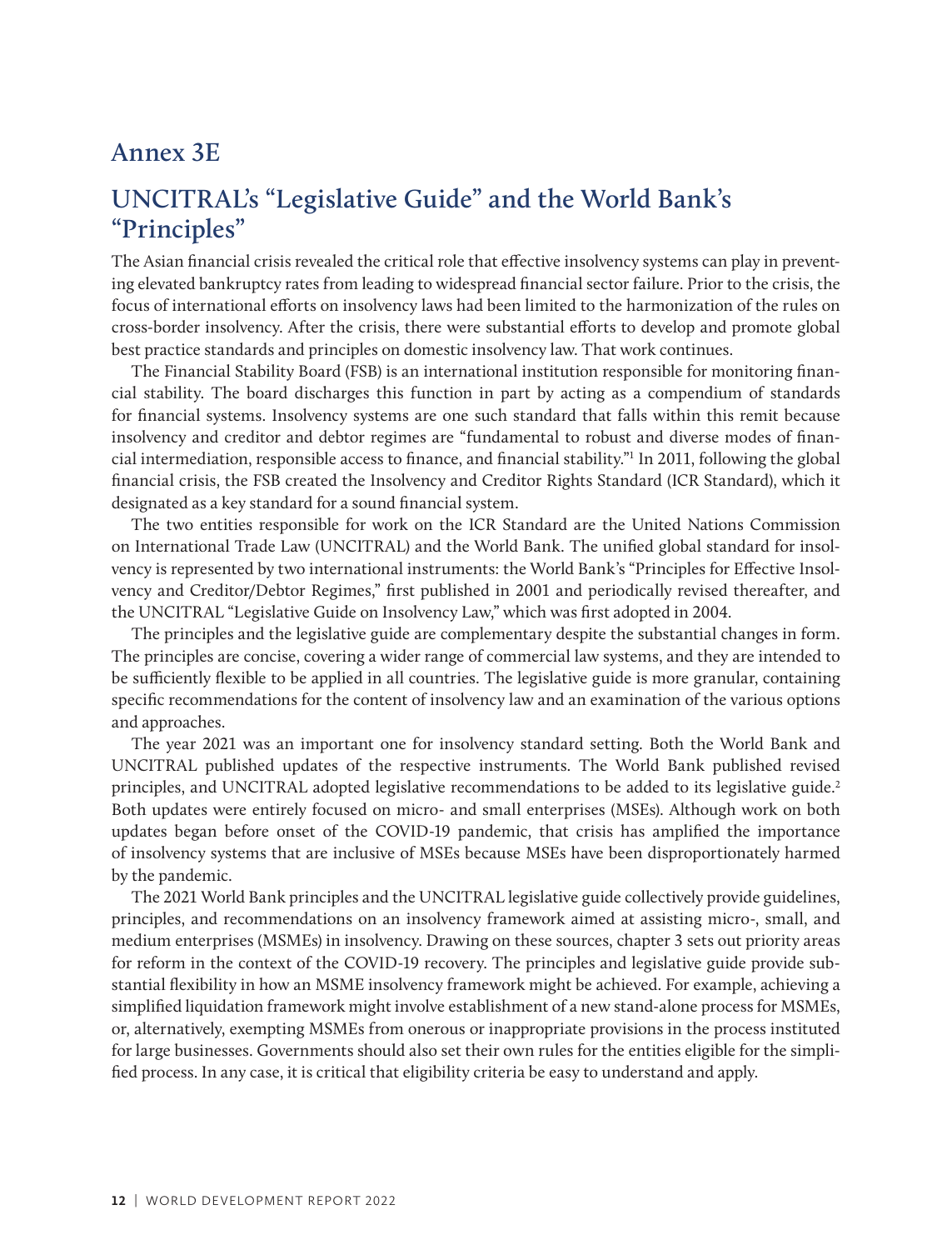## Annex 3E

## UNCITRAL's "Legislative Guide" and the World Bank's "Principles"

The Asian financial crisis revealed the critical role that effective insolvency systems can play in preventing elevated bankruptcy rates from leading to widespread financial sector failure. Prior to the crisis, the focus of international efforts on insolvency laws had been limited to the harmonization of the rules on cross-border insolvency. After the crisis, there were substantial efforts to develop and promote global best practice standards and principles on domestic insolvency law. That work continues.

The Financial Stability Board (FSB) is an international institution responsible for monitoring financial stability. The board discharges this function in part by acting as a compendium of standards for financial systems. Insolvency systems are one such standard that falls within this remit because insolvency and creditor and debtor regimes are "fundamental to robust and diverse modes of financial intermediation, responsible access to finance, and financial stability."[1] In 2011, following the global financial crisis, the FSB created the Insolvency and Creditor Rights Standard (ICR Standard), which it designated as a key standard for a sound financial system.

The two entities responsible for work on the ICR Standard are the United Nations Commission on International Trade Law (UNCITRAL) and the World Bank. The unified global standard for insolvency is represented by two international instruments: the World Bank's "Principles for Effective Insolvency and Creditor/Debtor Regimes," first published in 2001 and periodically revised thereafter, and the UNCITRAL "Legislative Guide on Insolvency Law," which was first adopted in 2004.

The principles and the legislative guide are complementary despite the substantial changes in form. The principles are concise, covering a wider range of commercial law systems, and they are intended to be sufficiently flexible to be applied in all countries. The legislative guide is more granular, containing specific recommendations for the content of insolvency law and an examination of the various options and approaches.

The year 2021 was an important one for insolvency standard setting. Both the World Bank and UNCITRAL published updates of the respective instruments. The World Bank published revised principles, and UNCITRAL adopted legislative recommendations to be added to its legislative guide.[2] Both updates were entirely focused on micro- and small enterprises (MSEs). Although work on both updates began before onset of the COVID-19 pandemic, that crisis has amplified the importance of insolvency systems that are inclusive of MSEs because MSEs have been disproportionately harmed by the pandemic.

The 2021 World Bank principles and the UNCITRAL legislative guide collectively provide guidelines, principles, and recommendations on an insolvency framework aimed at assisting micro-, small, and medium enterprises (MSMEs) in insolvency. Drawing on these sources, chapter 3 sets out priority areas for reform in the context of the COVID-19 recovery. The principles and legislative guide provide substantial flexibility in how an MSME insolvency framework might be achieved. For example, achieving a simplified liquidation framework might involve establishment of a new stand-alone process for MSMEs, or, alternatively, exempting MSMEs from onerous or inappropriate provisions in the process instituted for large businesses. Governments should also set their own rules for the entities eligible for the simplified process. In any case, it is critical that eligibility criteria be easy to understand and apply.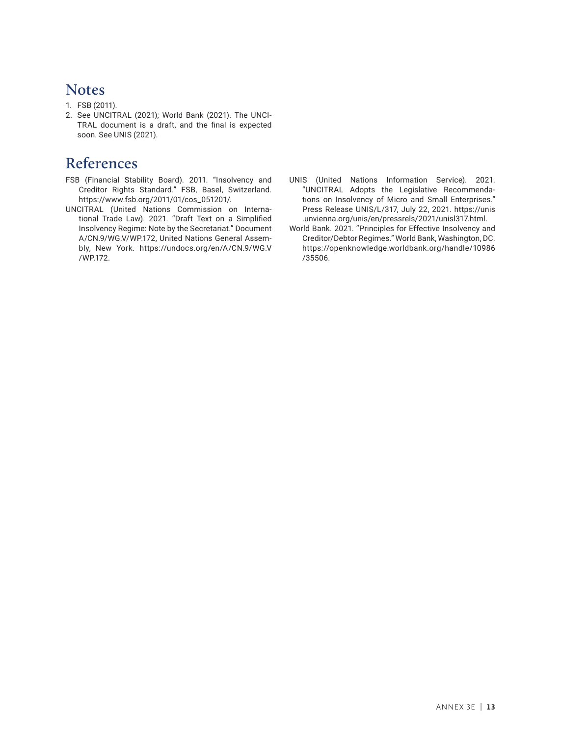## Notes

1. FSB (2011).
2. See UNCITRAL (2021); World Bank (2021). The UNCITRAL document is a draft, and the final is expected soon. See UNIS (2021).

## References

FSB (Financial Stability Board). 2011. "Insolvency and Creditor Rights Standard." FSB, Basel, Switzerland. https://www.fsb.org/2011/01/cos_051201/.

UNCITRAL (United Nations Commission on International Trade Law). 2021. "Draft Text on a Simplified Insolvency Regime: Note by the Secretariat." Document A/CN.9/WG.V/WP.172, United Nations General Assembly, New York. https://undocs.org/en/A/CN.9/WG.V/WP.172.

UNIS (United Nations Information Service). 2021. "UNCITRAL Adopts the Legislative Recommendations on Insolvency of Micro and Small Enterprises." Press Release UNIS/L/317, July 22, 2021. https://unis.unvienna.org/unis/en/pressrels/2021/unisl317.html.

World Bank. 2021. "Principles for Effective Insolvency and Creditor/Debtor Regimes." World Bank, Washington, DC. https://openknowledge.worldbank.org/handle/10986/35506.